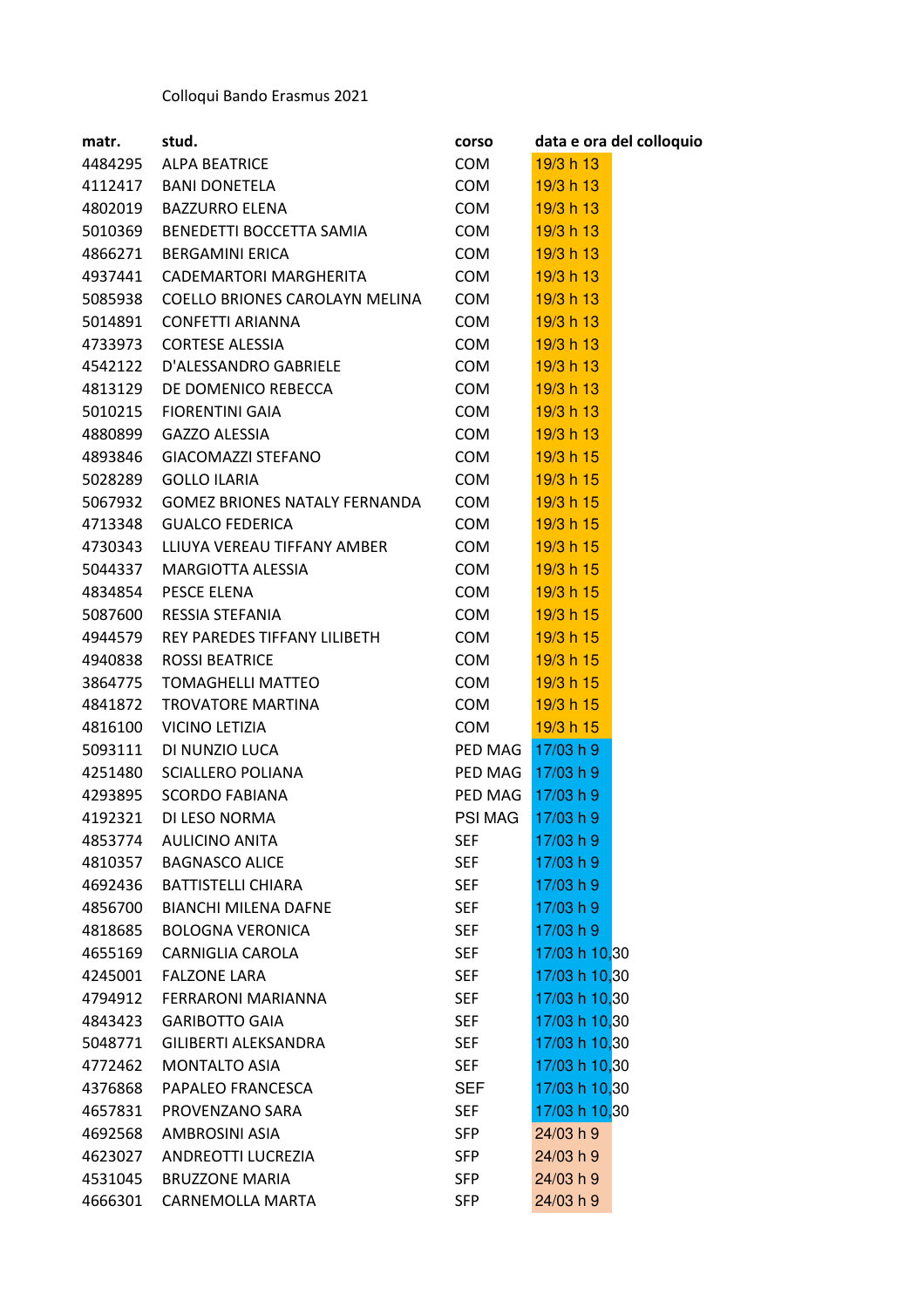Colloqui Bando Erasmus 2021

| matr. | stud. | corso | data e ora del colloquio |
|---|---|---|---|
| 4484295 | ALPA BEATRICE | COM | 19/3 h 13 |
| 4112417 | BANI DONETELA | COM | 19/3 h 13 |
| 4802019 | BAZZURRO ELENA | COM | 19/3 h 13 |
| 5010369 | BENEDETTI BOCCETTA SAMIA | COM | 19/3 h 13 |
| 4866271 | BERGAMINI ERICA | COM | 19/3 h 13 |
| 4937441 | CADEMARTORI MARGHERITA | COM | 19/3 h 13 |
| 5085938 | COELLO BRIONES CAROLAYN MELINA | COM | 19/3 h 13 |
| 5014891 | CONFETTI ARIANNA | COM | 19/3 h 13 |
| 4733973 | CORTESE ALESSIA | COM | 19/3 h 13 |
| 4542122 | D'ALESSANDRO GABRIELE | COM | 19/3 h 13 |
| 4813129 | DE DOMENICO REBECCA | COM | 19/3 h 13 |
| 5010215 | FIORENTINI GAIA | COM | 19/3 h 13 |
| 4880899 | GAZZO ALESSIA | COM | 19/3 h 13 |
| 4893846 | GIACOMAZZI STEFANO | COM | 19/3 h 15 |
| 5028289 | GOLLO ILARIA | COM | 19/3 h 15 |
| 5067932 | GOMEZ BRIONES NATALY FERNANDA | COM | 19/3 h 15 |
| 4713348 | GUALCO FEDERICA | COM | 19/3 h 15 |
| 4730343 | LLIUYA VEREAU TIFFANY AMBER | COM | 19/3 h 15 |
| 5044337 | MARGIOTTA ALESSIA | COM | 19/3 h 15 |
| 4834854 | PESCE ELENA | COM | 19/3 h 15 |
| 5087600 | RESSIA STEFANIA | COM | 19/3 h 15 |
| 4944579 | REY PAREDES TIFFANY LILIBETH | COM | 19/3 h 15 |
| 4940838 | ROSSI BEATRICE | COM | 19/3 h 15 |
| 3864775 | TOMAGHELLI MATTEO | COM | 19/3 h 15 |
| 4841872 | TROVATORE MARTINA | COM | 19/3 h 15 |
| 4816100 | VICINO LETIZIA | COM | 19/3 h 15 |
| 5093111 | DI NUNZIO LUCA | PED MAG | 17/03 h 9 |
| 4251480 | SCIALLERO POLIANA | PED MAG | 17/03 h 9 |
| 4293895 | SCORDO FABIANA | PED MAG | 17/03 h 9 |
| 4192321 | DI LESO NORMA | PSI MAG | 17/03 h 9 |
| 4853774 | AULICINO ANITA | SEF | 17/03 h 9 |
| 4810357 | BAGNASCO ALICE | SEF | 17/03 h 9 |
| 4692436 | BATTISTELLI CHIARA | SEF | 17/03 h 9 |
| 4856700 | BIANCHI MILENA DAFNE | SEF | 17/03 h 9 |
| 4818685 | BOLOGNA VERONICA | SEF | 17/03 h 9 |
| 4655169 | CARNIGLIA CAROLA | SEF | 17/03 h 10,30 |
| 4245001 | FALZONE LARA | SEF | 17/03 h 10,30 |
| 4794912 | FERRARONI MARIANNA | SEF | 17/03 h 10,30 |
| 4843423 | GARIBOTTO GAIA | SEF | 17/03 h 10,30 |
| 5048771 | GILIBERTI ALEKSANDRA | SEF | 17/03 h 10,30 |
| 4772462 | MONTALTO ASIA | SEF | 17/03 h 10,30 |
| 4376868 | PAPALEO FRANCESCA | SEF | 17/03 h 10,30 |
| 4657831 | PROVENZANO SARA | SEF | 17/03 h 10,30 |
| 4692568 | AMBROSINI ASIA | SFP | 24/03 h 9 |
| 4623027 | ANDREOTTI LUCREZIA | SFP | 24/03 h 9 |
| 4531045 | BRUZZONE MARIA | SFP | 24/03 h 9 |
| 4666301 | CARNEMOLLA MARTA | SFP | 24/03 h 9 |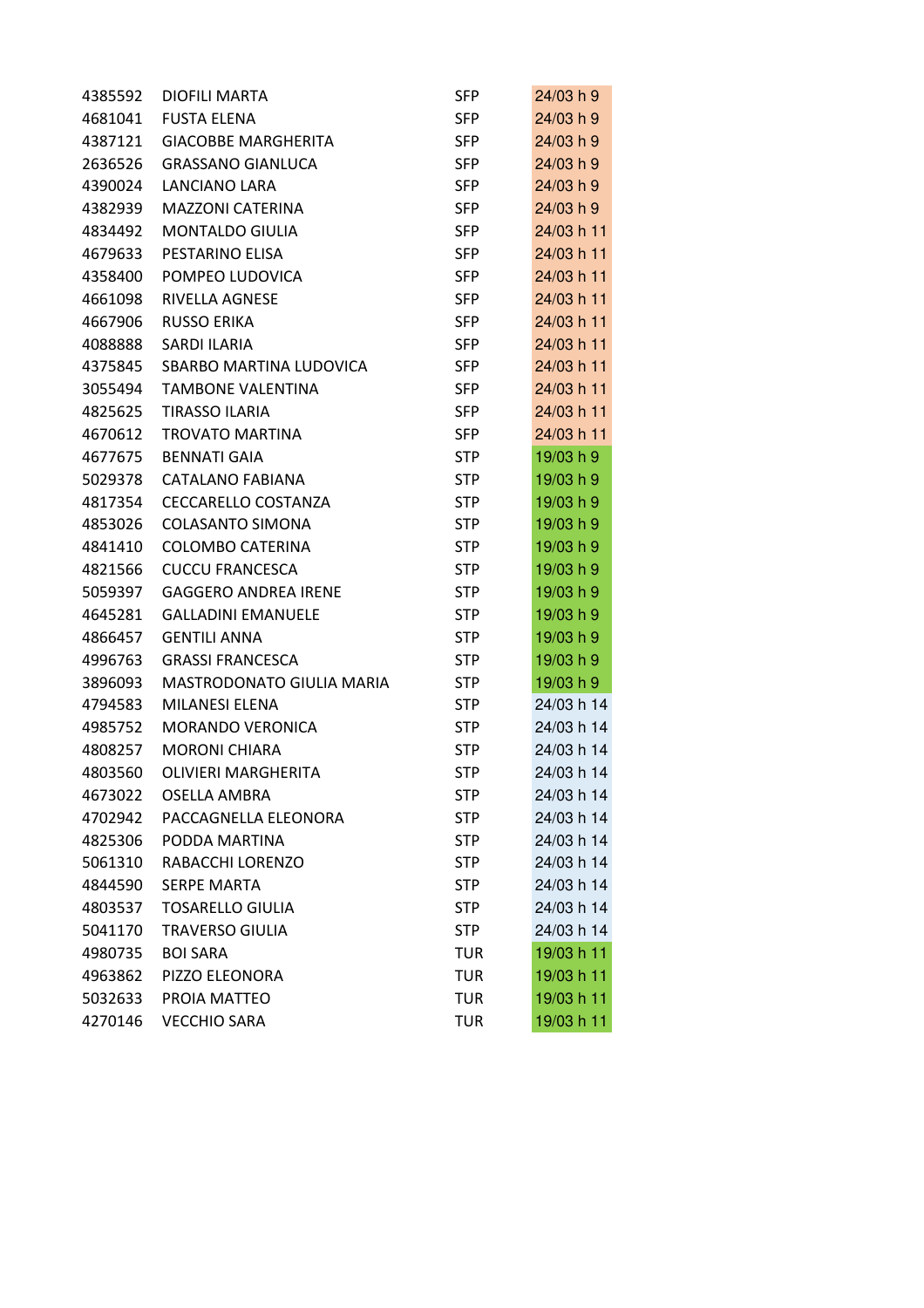| | | | |
|---|---|---|---|
| 4385592 | DIOFILI MARTA | SFP | 24/03 h 9 |
| 4681041 | FUSTA ELENA | SFP | 24/03 h 9 |
| 4387121 | GIACOBBE MARGHERITA | SFP | 24/03 h 9 |
| 2636526 | GRASSANO GIANLUCA | SFP | 24/03 h 9 |
| 4390024 | LANCIANO LARA | SFP | 24/03 h 9 |
| 4382939 | MAZZONI CATERINA | SFP | 24/03 h 9 |
| 4834492 | MONTALDO GIULIA | SFP | 24/03 h 11 |
| 4679633 | PESTARINO ELISA | SFP | 24/03 h 11 |
| 4358400 | POMPEO LUDOVICA | SFP | 24/03 h 11 |
| 4661098 | RIVELLA AGNESE | SFP | 24/03 h 11 |
| 4667906 | RUSSO ERIKA | SFP | 24/03 h 11 |
| 4088888 | SARDI ILARIA | SFP | 24/03 h 11 |
| 4375845 | SBARBO MARTINA LUDOVICA | SFP | 24/03 h 11 |
| 3055494 | TAMBONE VALENTINA | SFP | 24/03 h 11 |
| 4825625 | TIRASSO ILARIA | SFP | 24/03 h 11 |
| 4670612 | TROVATO MARTINA | SFP | 24/03 h 11 |
| 4677675 | BENNATI GAIA | STP | 19/03 h 9 |
| 5029378 | CATALANO FABIANA | STP | 19/03 h 9 |
| 4817354 | CECCARELLO COSTANZA | STP | 19/03 h 9 |
| 4853026 | COLASANTO SIMONA | STP | 19/03 h 9 |
| 4841410 | COLOMBO CATERINA | STP | 19/03 h 9 |
| 4821566 | CUCCU FRANCESCA | STP | 19/03 h 9 |
| 5059397 | GAGGERO ANDREA IRENE | STP | 19/03 h 9 |
| 4645281 | GALLADINI EMANUELE | STP | 19/03 h 9 |
| 4866457 | GENTILI ANNA | STP | 19/03 h 9 |
| 4996763 | GRASSI FRANCESCA | STP | 19/03 h 9 |
| 3896093 | MASTRODONATO GIULIA MARIA | STP | 19/03 h 9 |
| 4794583 | MILANESI ELENA | STP | 24/03 h 14 |
| 4985752 | MORANDO VERONICA | STP | 24/03 h 14 |
| 4808257 | MORONI CHIARA | STP | 24/03 h 14 |
| 4803560 | OLIVIERI MARGHERITA | STP | 24/03 h 14 |
| 4673022 | OSELLA AMBRA | STP | 24/03 h 14 |
| 4702942 | PACCAGNELLA ELEONORA | STP | 24/03 h 14 |
| 4825306 | PODDA MARTINA | STP | 24/03 h 14 |
| 5061310 | RABACCHI LORENZO | STP | 24/03 h 14 |
| 4844590 | SERPE MARTA | STP | 24/03 h 14 |
| 4803537 | TOSARELLO GIULIA | STP | 24/03 h 14 |
| 5041170 | TRAVERSO GIULIA | STP | 24/03 h 14 |
| 4980735 | BOI SARA | TUR | 19/03 h 11 |
| 4963862 | PIZZO ELEONORA | TUR | 19/03 h 11 |
| 5032633 | PROIA MATTEO | TUR | 19/03 h 11 |
| 4270146 | VECCHIO SARA | TUR | 19/03 h 11 |